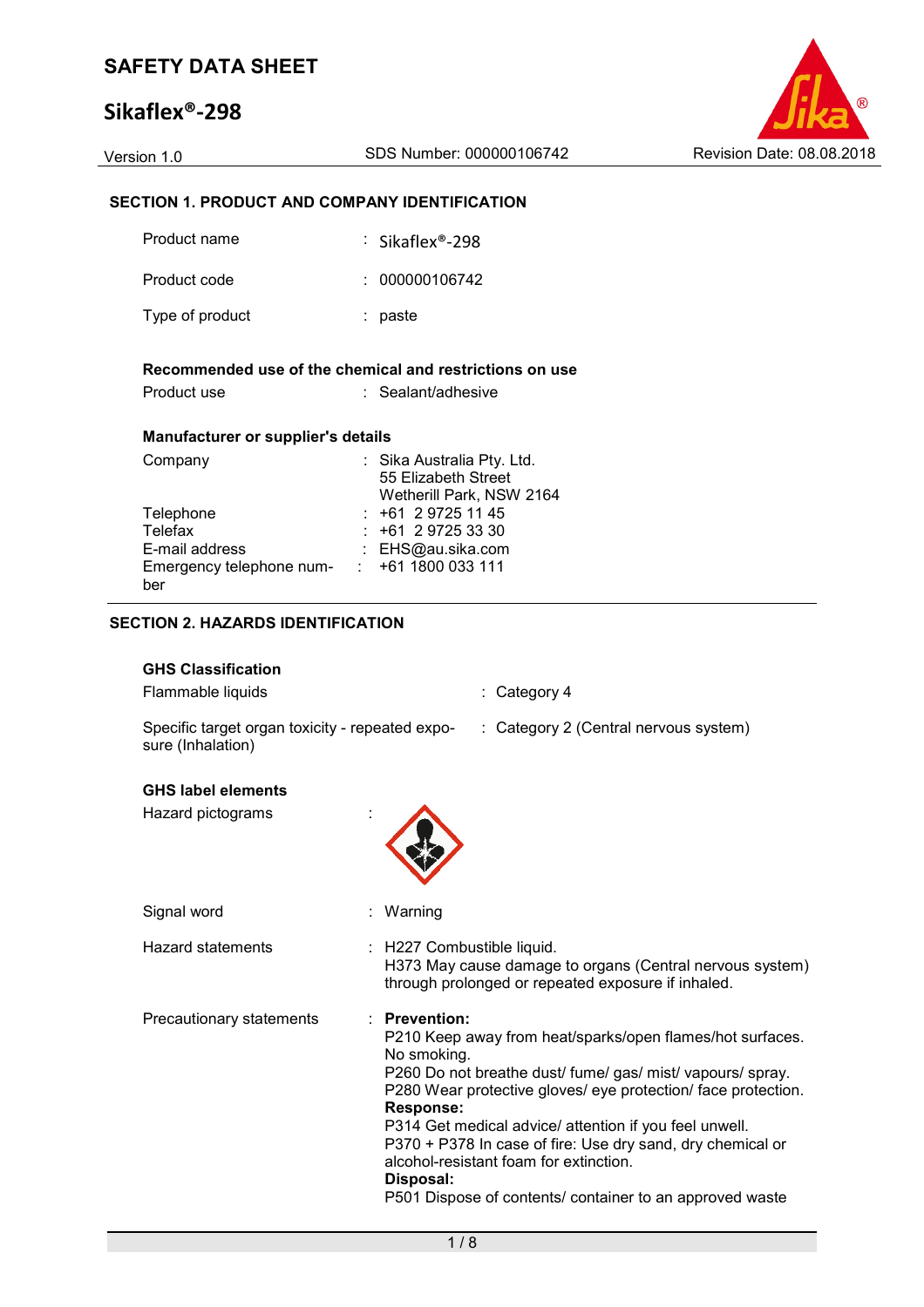# SAFETY DATA SHEET

## Sikaflex®-298

Version 1.0 SDS Number: 000000106742 Revision Date: 08.08.2018

### SECTION 1. PRODUCT AND COMPANY IDENTIFICATION

| | |
|---|---|
| Product name | : Sikaflex®-298 |
| Product code | : 000000106742 |
| Type of product | : paste |

**Recommended use of the chemical and restrictions on use**

| | |
|---|---|
| Product use | : Sealant/adhesive |

**Manufacturer or supplier's details**

| | |
|---|---|
| Company | : Sika Australia Pty. Ltd.<br>55 Elizabeth Street<br>Wetherill Park, NSW 2164 |
| Telephone | : +61 2 9725 11 45 |
| Telefax | : +61 2 9725 33 30 |
| E-mail address | : EHS@au.sika.com |
| Emergency telephone number | : +61 1800 033 111 |

### SECTION 2. HAZARDS IDENTIFICATION

**GHS Classification**

| | |
|---|---|
| Flammable liquids | : Category 4 |
| Specific target organ toxicity - repeated exposure (Inhalation) | : Category 2 (Central nervous system) |

**GHS label elements**

Hazard pictograms :

Signal word : Warning

Hazard statements : H227 Combustible liquid.
H373 May cause damage to organs (Central nervous system) through prolonged or repeated exposure if inhaled.

Precautionary statements :

**Prevention:**
P210 Keep away from heat/sparks/open flames/hot surfaces. No smoking.
P260 Do not breathe dust/ fume/ gas/ mist/ vapours/ spray.
P280 Wear protective gloves/ eye protection/ face protection.
**Response:**
P314 Get medical advice/ attention if you feel unwell.
P370 + P378 In case of fire: Use dry sand, dry chemical or alcohol-resistant foam for extinction.
**Disposal:**
P501 Dispose of contents/ container to an approved waste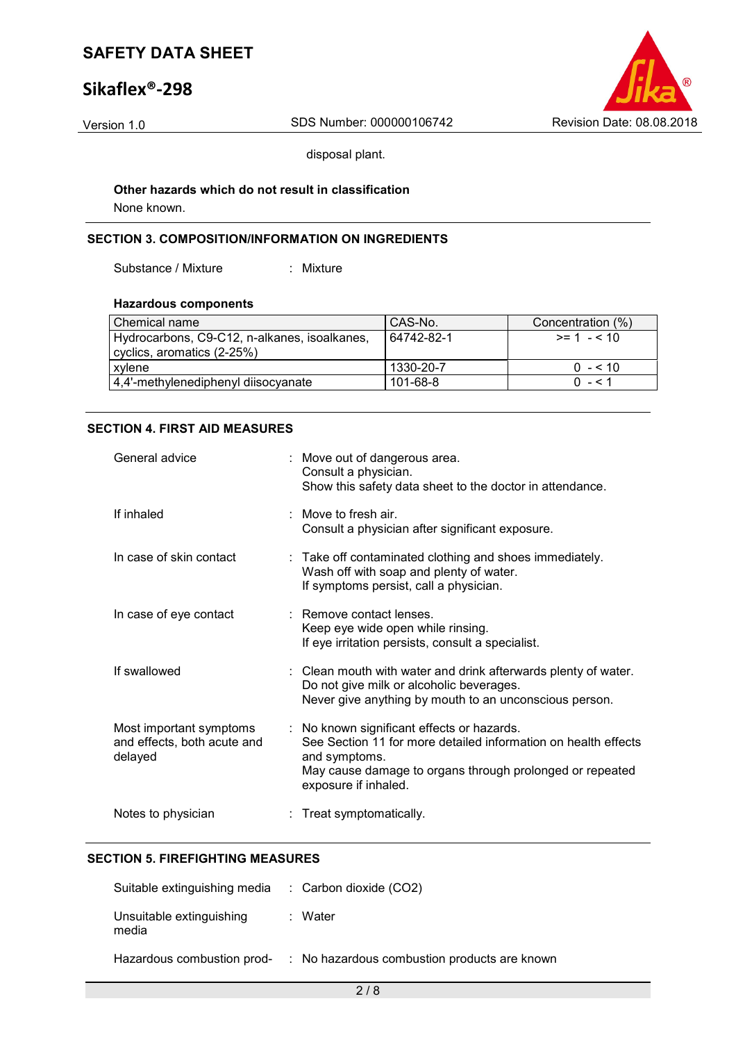disposal plant.

**Other hazards which do not result in classification**

None known.

## SECTION 3. COMPOSITION/INFORMATION ON INGREDIENTS

Substance / Mixture : Mixture

**Hazardous components**

| Chemical name | CAS-No. | Concentration (%) |
|---|---|---|
| Hydrocarbons, C9-C12, n-alkanes, isoalkanes, cyclics, aromatics (2-25%) | 64742-82-1 | >= 1 - < 10 |
| xylene | 1330-20-7 | 0 - < 10 |
| 4,4'-methylenediphenyl diisocyanate | 101-68-8 | 0 - < 1 |

## SECTION 4. FIRST AID MEASURES

General advice : Move out of dangerous area.
Consult a physician.
Show this safety data sheet to the doctor in attendance.

If inhaled : Move to fresh air.
Consult a physician after significant exposure.

In case of skin contact : Take off contaminated clothing and shoes immediately.
Wash off with soap and plenty of water.
If symptoms persist, call a physician.

In case of eye contact : Remove contact lenses.
Keep eye wide open while rinsing.
If eye irritation persists, consult a specialist.

If swallowed : Clean mouth with water and drink afterwards plenty of water.
Do not give milk or alcoholic beverages.
Never give anything by mouth to an unconscious person.

Most important symptoms and effects, both acute and delayed : No known significant effects or hazards.
See Section 11 for more detailed information on health effects and symptoms.
May cause damage to organs through prolonged or repeated exposure if inhaled.

Notes to physician : Treat symptomatically.

## SECTION 5. FIREFIGHTING MEASURES

Suitable extinguishing media : Carbon dioxide ($CO_2$)

Unsuitable extinguishing media : Water

Hazardous combustion prod- : No hazardous combustion products are known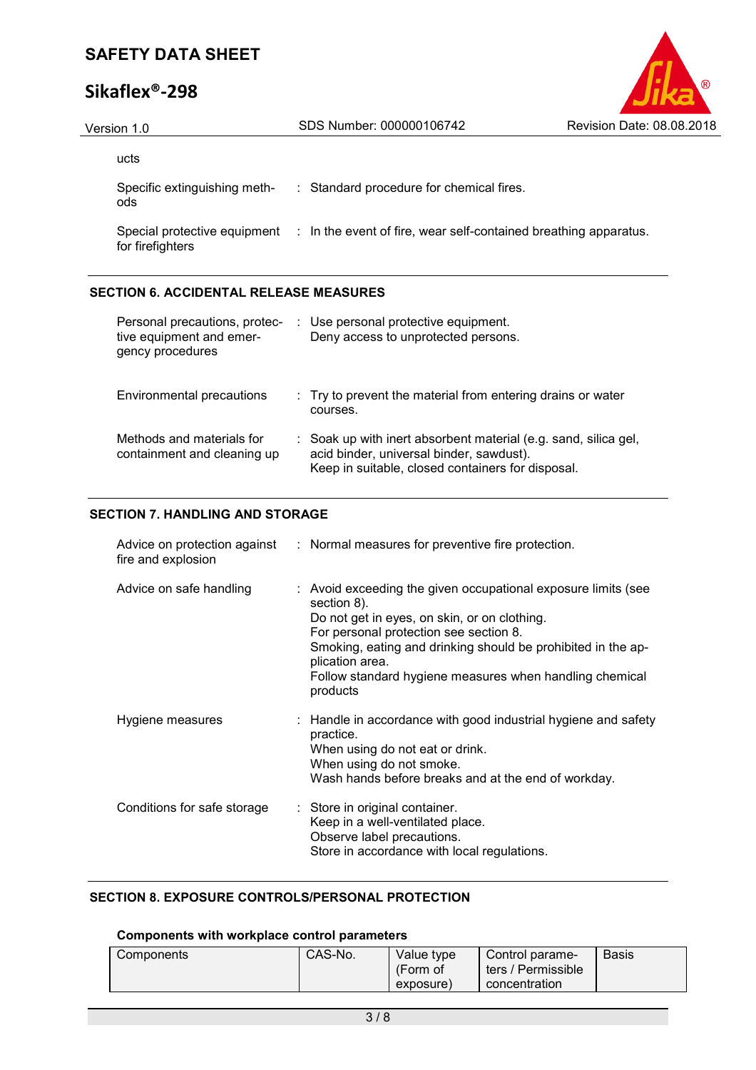ucts

| | | |
|---|---|---|
| Specific extinguishing methods | : | Standard procedure for chemical fires. |
| Special protective equipment for firefighters | : | In the event of fire, wear self-contained breathing apparatus. |

## SECTION 6. ACCIDENTAL RELEASE MEASURES

| | | |
|---|---|---|
| Personal precautions, protective equipment and emergency procedures | : | Use personal protective equipment.<br>Deny access to unprotected persons. |
| Environmental precautions | : | Try to prevent the material from entering drains or water courses. |
| Methods and materials for containment and cleaning up | : | Soak up with inert absorbent material (e.g. sand, silica gel, acid binder, universal binder, sawdust).<br>Keep in suitable, closed containers for disposal. |

## SECTION 7. HANDLING AND STORAGE

| | | |
|---|---|---|
| Advice on protection against fire and explosion | : | Normal measures for preventive fire protection. |
| Advice on safe handling | : | Avoid exceeding the given occupational exposure limits (see section 8).<br>Do not get in eyes, on skin, or on clothing.<br>For personal protection see section 8.<br>Smoking, eating and drinking should be prohibited in the application area.<br>Follow standard hygiene measures when handling chemical products |
| Hygiene measures | : | Handle in accordance with good industrial hygiene and safety practice.<br>When using do not eat or drink.<br>When using do not smoke.<br>Wash hands before breaks and at the end of workday. |
| Conditions for safe storage | : | Store in original container.<br>Keep in a well-ventilated place.<br>Observe label precautions.<br>Store in accordance with local regulations. |

## SECTION 8. EXPOSURE CONTROLS/PERSONAL PROTECTION

**Components with workplace control parameters**

| Components | CAS-No. | Value type (Form of exposure) | Control parameters / Permissible concentration | Basis |
|---|---|---|---|---|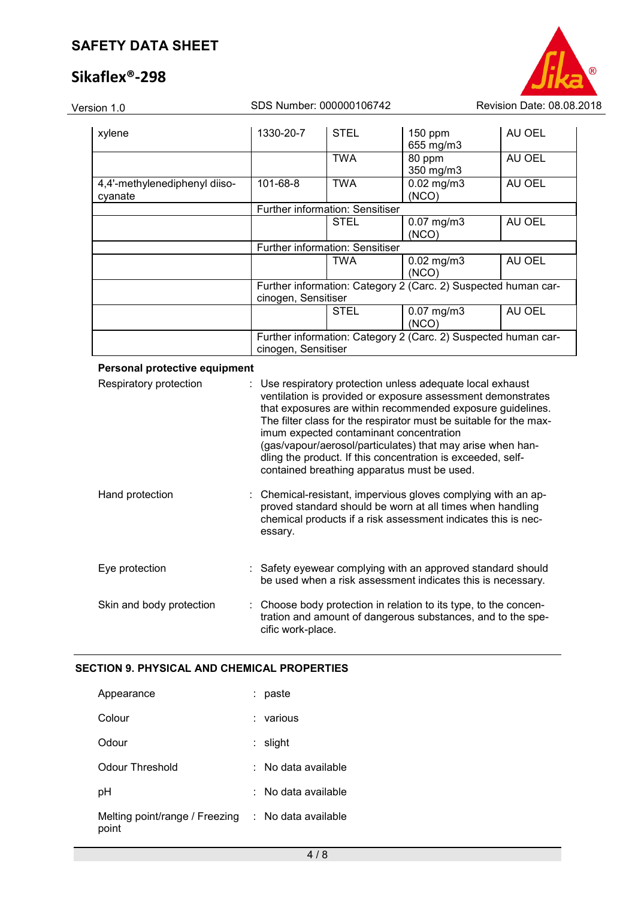| | | | | |
|---|---|---|---|---|
| xylene | 1330-20-7 | STEL | 150 ppm<br>655 mg/m3 | AU OEL |
| | | TWA | 80 ppm<br>350 mg/m3 | AU OEL |
| 4,4'-methylenediphenyl diisocyanate | 101-68-8 | TWA | 0.02 mg/m3<br>(NCO) | AU OEL |
| | Further information: Sensitiser | | | |
| | | STEL | 0.07 mg/m3<br>(NCO) | AU OEL |
| | Further information: Sensitiser | | | |
| | | TWA | 0.02 mg/m3<br>(NCO) | AU OEL |
| | Further information: Category 2 (Carc. 2) Suspected human carcinogen, Sensitiser | | | |
| | | STEL | 0.07 mg/m3<br>(NCO) | AU OEL |
| | Further information: Category 2 (Carc. 2) Suspected human carcinogen, Sensitiser | | | |

**Personal protective equipment**

Respiratory protection : Use respiratory protection unless adequate local exhaust ventilation is provided or exposure assessment demonstrates that exposures are within recommended exposure guidelines. The filter class for the respirator must be suitable for the maximum expected contaminant concentration (gas/vapour/aerosol/particulates) that may arise when handling the product. If this concentration is exceeded, self-contained breathing apparatus must be used.

Hand protection : Chemical-resistant, impervious gloves complying with an approved standard should be worn at all times when handling chemical products if a risk assessment indicates this is necessary.

Eye protection : Safety eyewear complying with an approved standard should be used when a risk assessment indicates this is necessary.

Skin and body protection : Choose body protection in relation to its type, to the concentration and amount of dangerous substances, and to the specific work-place.

## SECTION 9. PHYSICAL AND CHEMICAL PROPERTIES

Appearance : paste

Colour : various

Odour : slight

Odour Threshold : No data available

pH : No data available

Melting point/range / Freezing point : No data available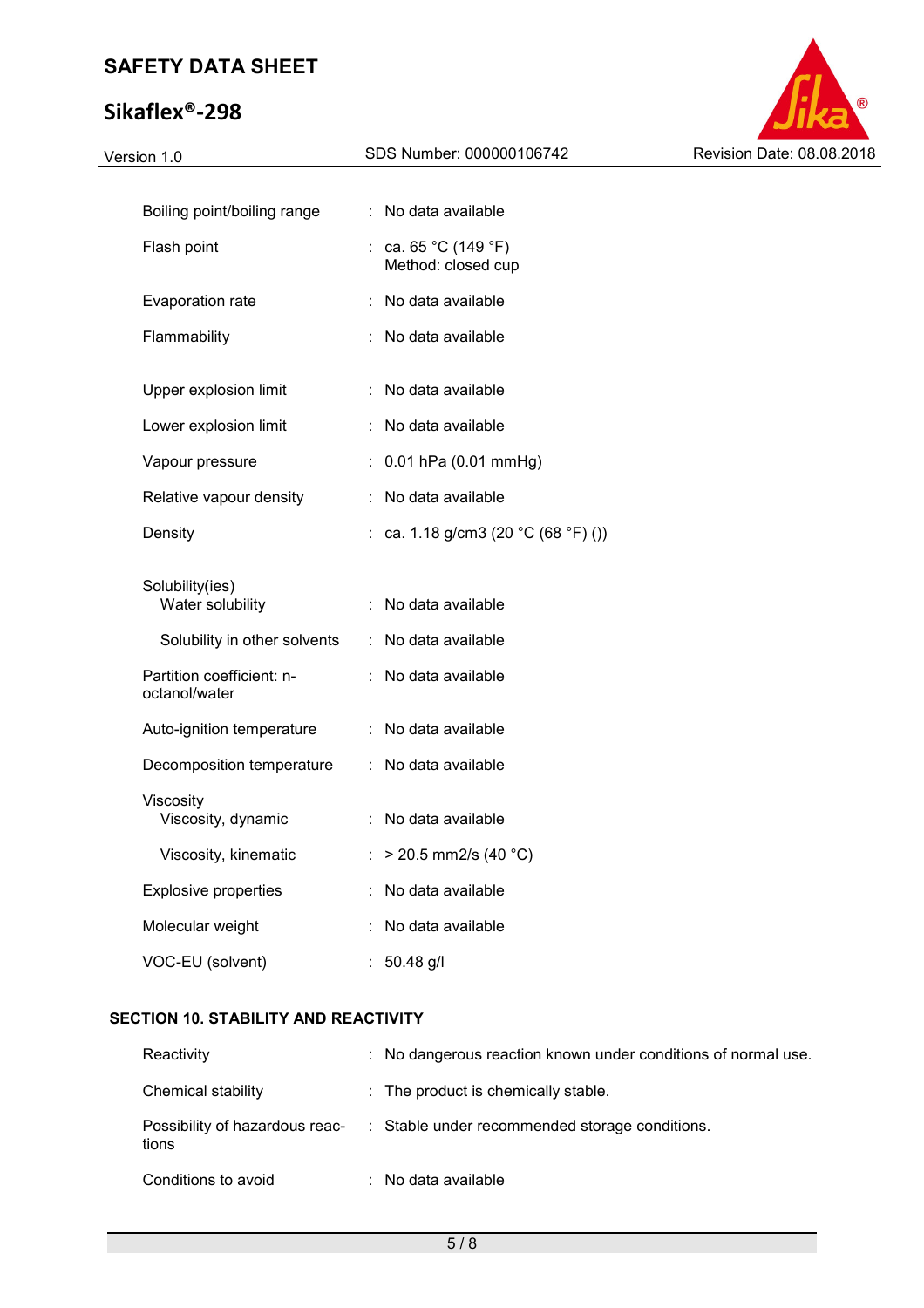| | | |
|---|---|---|
| Boiling point/boiling range | : | No data available |
| Flash point | : | ca. 65 °C (149 °F)<br>Method: closed cup |
| Evaporation rate | : | No data available |
| Flammability | : | No data available |
| Upper explosion limit | : | No data available |
| Lower explosion limit | : | No data available |
| Vapour pressure | : | 0.01 hPa (0.01 mmHg) |
| Relative vapour density | : | No data available |
| Density | : | ca. 1.18 g/cm3 (20 °C (68 °F) ()) |
| Solubility(ies)<br>Water solubility | : | No data available |
| Solubility in other solvents | : | No data available |
| Partition coefficient: n-octanol/water | : | No data available |
| Auto-ignition temperature | : | No data available |
| Decomposition temperature | : | No data available |
| Viscosity<br>Viscosity, dynamic | : | No data available |
| Viscosity, kinematic | : | > 20.5 mm2/s (40 °C) |
| Explosive properties | : | No data available |
| Molecular weight | : | No data available |
| VOC-EU (solvent) | : | 50.48 g/l |

## SECTION 10. STABILITY AND REACTIVITY

| | | |
|---|---|---|
| Reactivity | : | No dangerous reaction known under conditions of normal use. |
| Chemical stability | : | The product is chemically stable. |
| Possibility of hazardous reactions | : | Stable under recommended storage conditions. |
| Conditions to avoid | : | No data available |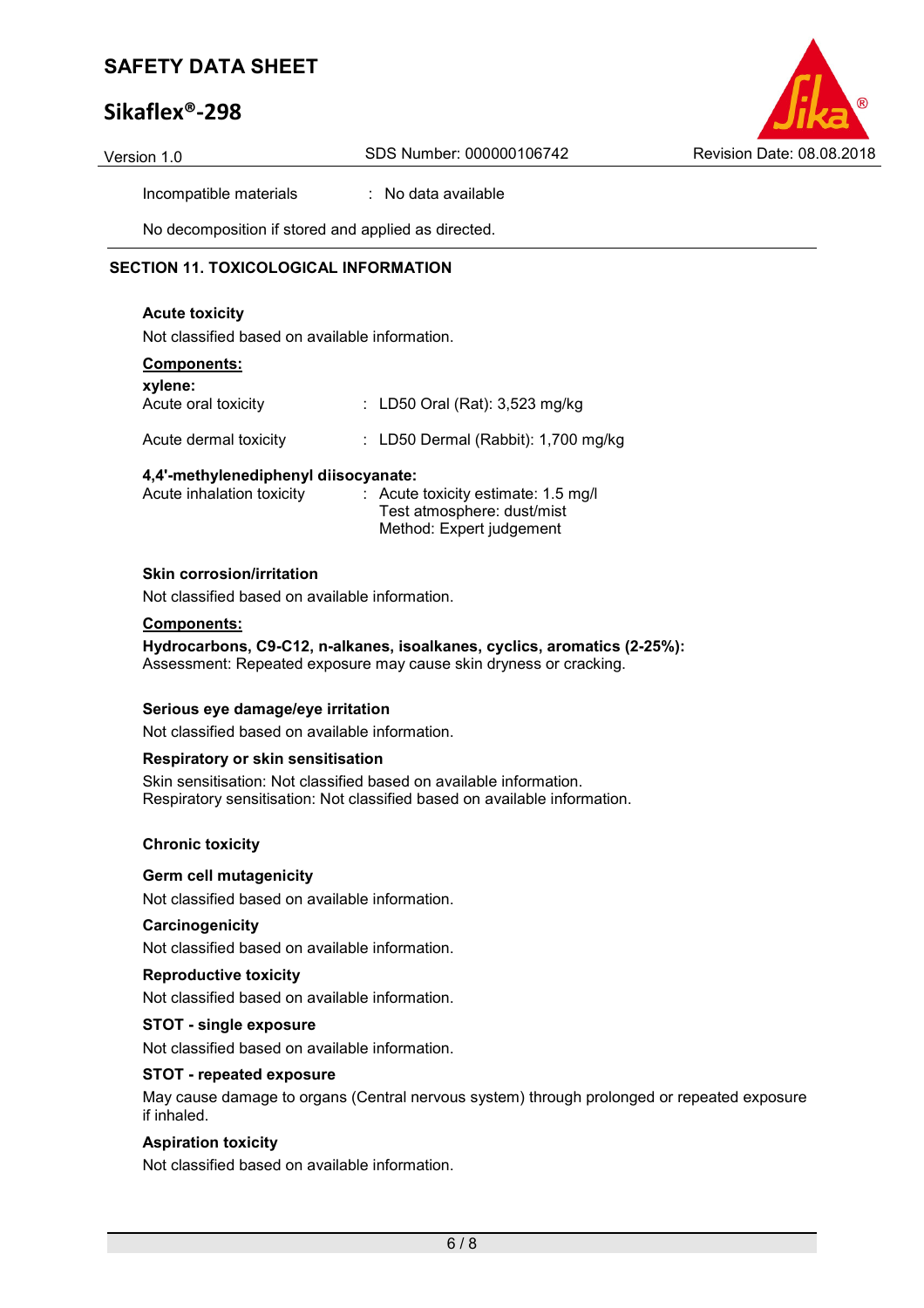Incompatible materials : No data available

No decomposition if stored and applied as directed.

## SECTION 11. TOXICOLOGICAL INFORMATION

### Acute toxicity

Not classified based on available information.

**Components:**

**xylene:**

Acute oral toxicity : LD50 Oral (Rat): 3,523 mg/kg

Acute dermal toxicity : LD50 Dermal (Rabbit): 1,700 mg/kg

**4,4'-methylenediphenyl diisocyanate:**

Acute inhalation toxicity : Acute toxicity estimate: 1.5 mg/l
Test atmosphere: dust/mist
Method: Expert judgement

### Skin corrosion/irritation

Not classified based on available information.

**Components:**

**Hydrocarbons, C9-C12, n-alkanes, isoalkanes, cyclics, aromatics (2-25%):**
Assessment: Repeated exposure may cause skin dryness or cracking.

### Serious eye damage/eye irritation

Not classified based on available information.

### Respiratory or skin sensitisation

Skin sensitisation: Not classified based on available information.
Respiratory sensitisation: Not classified based on available information.

### Chronic toxicity

### Germ cell mutagenicity

Not classified based on available information.

### Carcinogenicity

Not classified based on available information.

### Reproductive toxicity

Not classified based on available information.

### STOT - single exposure

Not classified based on available information.

### STOT - repeated exposure

May cause damage to organs (Central nervous system) through prolonged or repeated exposure if inhaled.

### Aspiration toxicity

Not classified based on available information.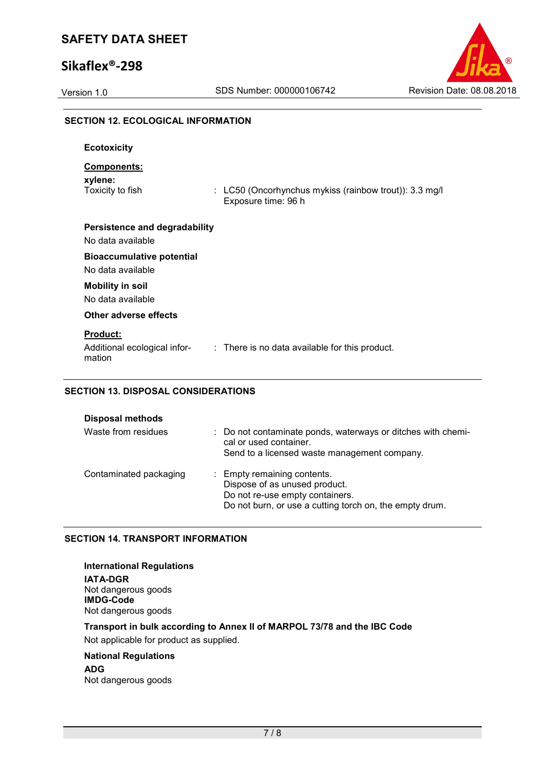## SECTION 12. ECOLOGICAL INFORMATION

### Ecotoxicity

**Components:**

**xylene:**

| | |
|---|---|
| Toxicity to fish | : LC50 (Oncorhynchus mykiss (rainbow trout)): 3.3 mg/l<br>Exposure time: 96 h |

### Persistence and degradability

No data available

### Bioaccumulative potential

No data available

### Mobility in soil

No data available

### Other adverse effects

**Product:**

| | |
|---|---|
| Additional ecological information | : There is no data available for this product. |

## SECTION 13. DISPOSAL CONSIDERATIONS

### Disposal methods

| | |
|---|---|
| Waste from residues | : Do not contaminate ponds, waterways or ditches with chemical or used container.<br>Send to a licensed waste management company. |
| Contaminated packaging | : Empty remaining contents.<br>Dispose of as unused product.<br>Do not re-use empty containers.<br>Do not burn, or use a cutting torch on, the empty drum. |

## SECTION 14. TRANSPORT INFORMATION

### International Regulations

**IATA-DGR**
Not dangerous goods
**IMDG-Code**
Not dangerous goods

### Transport in bulk according to Annex II of MARPOL 73/78 and the IBC Code

Not applicable for product as supplied.

### National Regulations

**ADG**
Not dangerous goods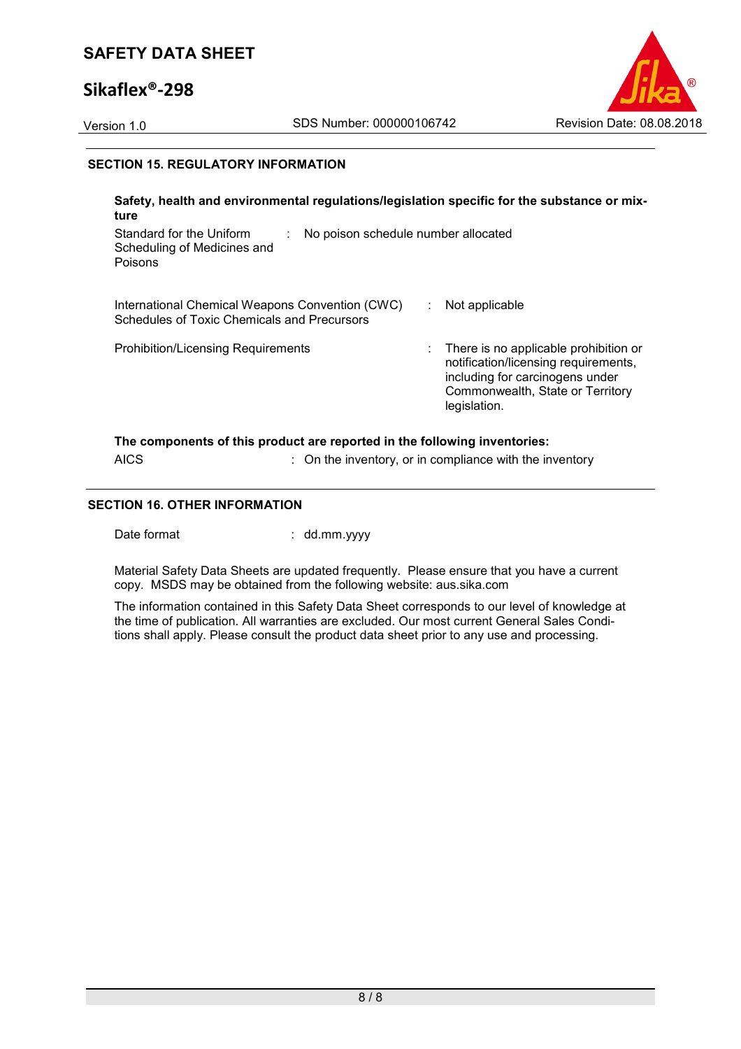## SECTION 15. REGULATORY INFORMATION

**Safety, health and environmental regulations/legislation specific for the substance or mixture**

| | | |
|---|---|---|
| Standard for the Uniform Scheduling of Medicines and Poisons | : | No poison schedule number allocated |
| International Chemical Weapons Convention (CWC) Schedules of Toxic Chemicals and Precursors | : | Not applicable |
| Prohibition/Licensing Requirements | : | There is no applicable prohibition or notification/licensing requirements, including for carcinogens under Commonwealth, State or Territory legislation. |

**The components of this product are reported in the following inventories:**

| | | |
|---|---|---|
| AICS | : | On the inventory, or in compliance with the inventory |

## SECTION 16. OTHER INFORMATION

| | | |
|---|---|---|
| Date format | : | dd.mm.yyyy |

Material Safety Data Sheets are updated frequently. Please ensure that you have a current copy. MSDS may be obtained from the following website: aus.sika.com

The information contained in this Safety Data Sheet corresponds to our level of knowledge at the time of publication. All warranties are excluded. Our most current General Sales Conditions shall apply. Please consult the product data sheet prior to any use and processing.